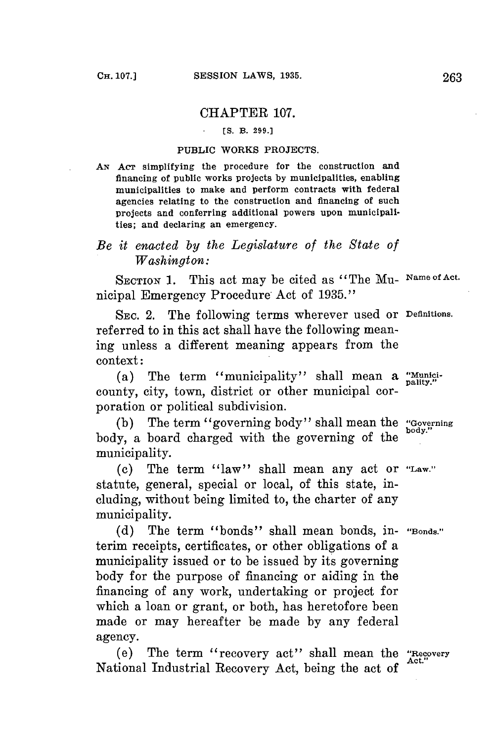# CHAPTER 107.

[S. B. 299.]

## PUBLIC WORKS PROJECTS.

AN ACT simplifying the procedure for the construction and financing of public works projects by municipalities, enabling municipalities to make and perform contracts with federal agencies relating to the construction and financing of such projects and conferring additional powers upon municipalities; and declaring an emergency.

*Be it enacted by the Legislature of the State of Washington:*

SECTION 1. This act may be cited as "The Municipal Emergency Procedure Act of 1935." Name of Act.

SEC. 2. The following terms wherever used or referred to in this act shall have the following meaning unless a different meaning appears from the context: Definitions.

(a) The term "municipality" shall mean a county, city, town, district or other municipal corporation or political subdivision. "Municipality."

(b) The term "governing body" shall mean the body, a board charged with the governing of the municipality. "Governing body."

(c) The term "law" shall mean any act or statute, general, special or local, of this state, including, without being limited to, the charter of any municipality. "Law."

(d) The term "bonds" shall mean bonds, interim receipts, certificates, or other obligations of a municipality issued or to be issued by its governing body for the purpose of financing or aiding in the financing of any work, undertaking or project for which a loan or grant, or both, has heretofore been made or may hereafter be made by any federal agency. "Bonds."

(e) The term "recovery act" shall mean the National Industrial Recovery Act, being the act of "Recovery Act."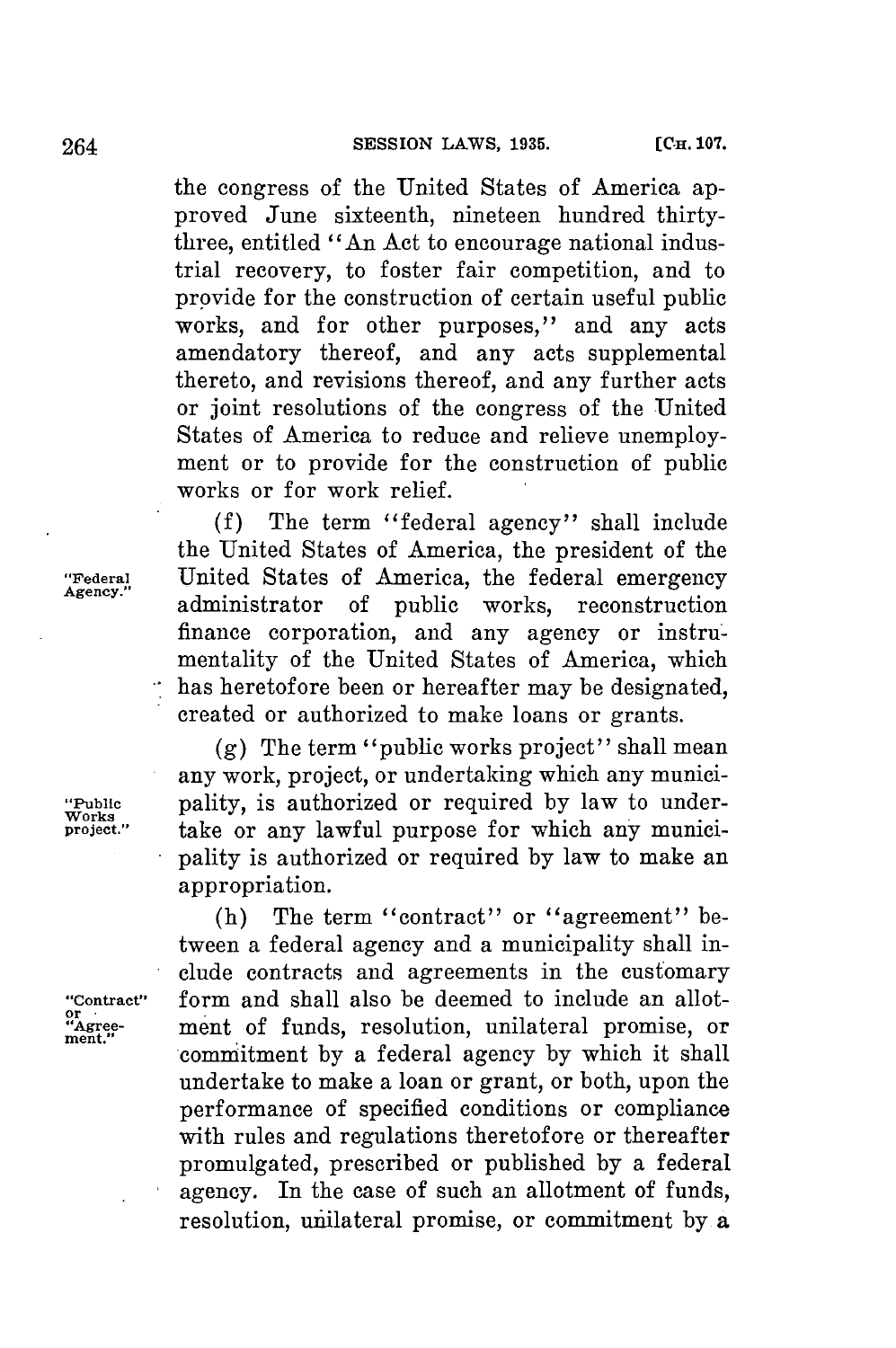the congress of the United States of America approved June sixteenth, nineteen hundred thirty-three, entitled "An Act to encourage national industrial recovery, to foster fair competition, and to provide for the construction of certain useful public works, and for other purposes," and any acts amendatory thereof, and any acts supplemental thereto, and revisions thereof, and any further acts or joint resolutions of the congress of the United States of America to reduce and relieve unemployment or to provide for the construction of public works or for work relief.

"Federal Agency."

(f) The term "federal agency" shall include the United States of America, the president of the United States of America, the federal emergency administrator of public works, reconstruction finance corporation, and any agency or instrumentality of the United States of America, which has heretofore been or hereafter may be designated, created or authorized to make loans or grants.

"Public Works project."

(g) The term "public works project" shall mean any work, project, or undertaking which any municipality, is authorized or required by law to undertake or any lawful purpose for which any municipality is authorized or required by law to make an appropriation.

"Contract" or "Agreement."

(h) The term "contract" or "agreement" between a federal agency and a municipality shall include contracts and agreements in the customary form and shall also be deemed to include an allotment of funds, resolution, unilateral promise, or commitment by a federal agency by which it shall undertake to make a loan or grant, or both, upon the performance of specified conditions or compliance with rules and regulations theretofore or thereafter promulgated, prescribed or published by a federal agency. In the case of such an allotment of funds, resolution, unilateral promise, or commitment by a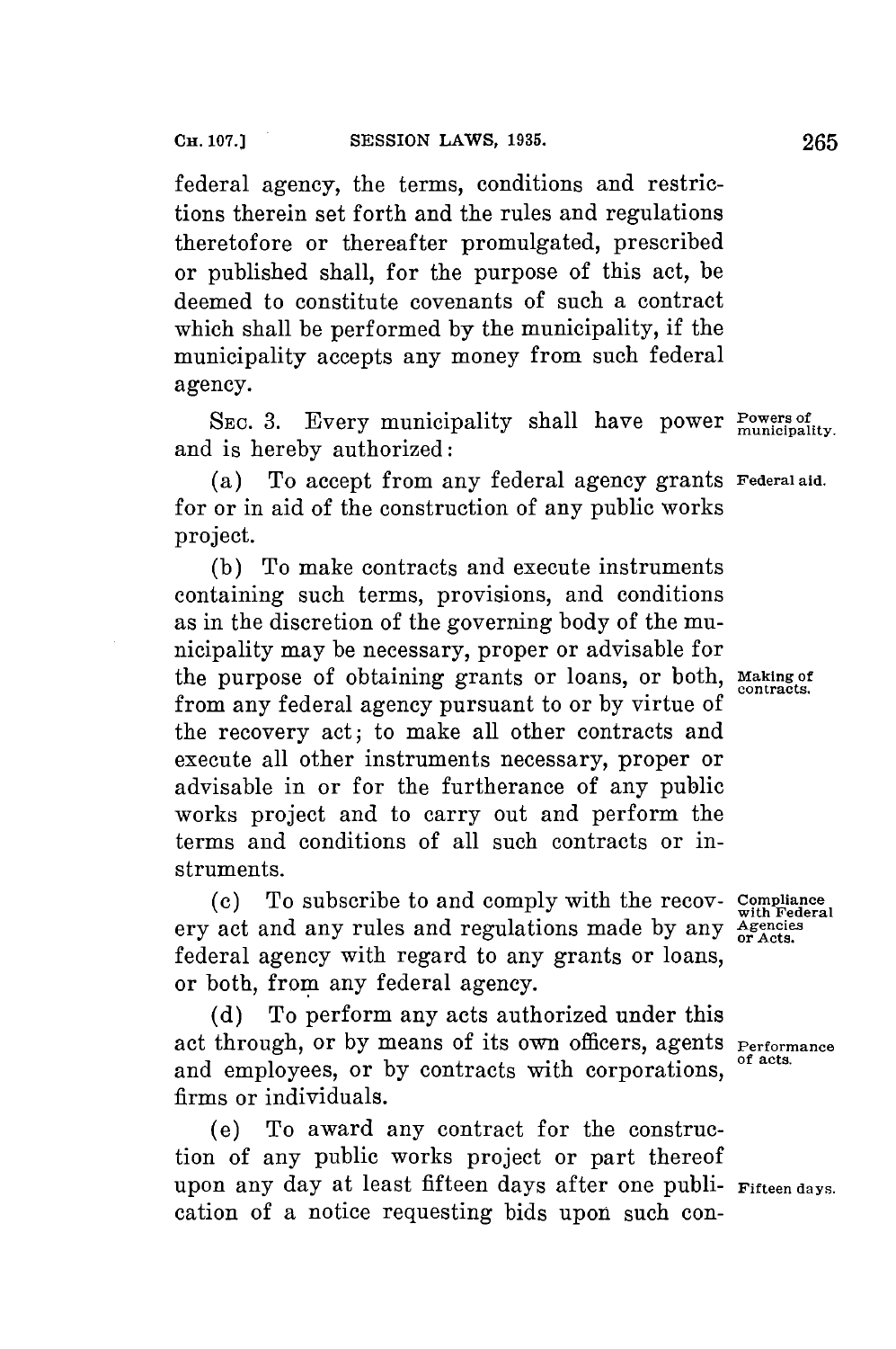federal agency, the terms, conditions and restrictions therein set forth and the rules and regulations theretofore or thereafter promulgated, prescribed or published shall, for the purpose of this act, be deemed to constitute covenants of such a contract which shall be performed by the municipality, if the municipality accepts any money from such federal agency.

SEC. 3. Every municipality shall have power and is hereby authorized: Powers of municipality.

(a) To accept from any federal agency grants for or in aid of the construction of any public works project. Federal aid.

(b) To make contracts and execute instruments containing such terms, provisions, and conditions as in the discretion of the governing body of the municipality may be necessary, proper or advisable for the purpose of obtaining grants or loans, or both, from any federal agency pursuant to or by virtue of the recovery act; to make all other contracts and execute all other instruments necessary, proper or advisable in or for the furtherance of any public works project and to carry out and perform the terms and conditions of all such contracts or instruments. Making of contracts.

(c) To subscribe to and comply with the recovery act and any rules and regulations made by any federal agency with regard to any grants or loans, or both, from any federal agency. Compliance with Federal Agencies or Acts.

(d) To perform any acts authorized under this act through, or by means of its own officers, agents and employees, or by contracts with corporations, firms or individuals. Performance of acts.

(e) To award any contract for the construction of any public works project or part thereof upon any day at least fifteen days after one publication of a notice requesting bids upon such con- Fifteen days.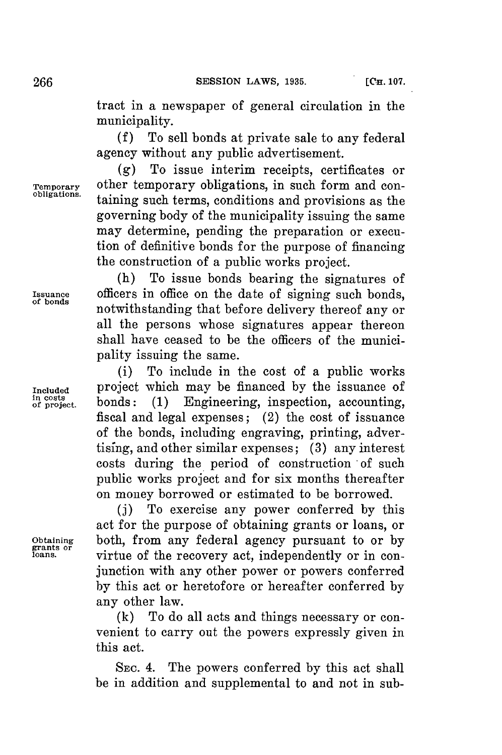tract in a newspaper of general circulation in the municipality.

(f) To sell bonds at private sale to any federal agency without any public advertisement.

**Temporary obligations.** (g) To issue interim receipts, certificates or other temporary obligations, in such form and containing such terms, conditions and provisions as the governing body of the municipality issuing the same may determine, pending the preparation or execution of definitive bonds for the purpose of financing the construction of a public works project.

**Issuance of bonds** (h) To issue bonds bearing the signatures of officers in office on the date of signing such bonds, notwithstanding that before delivery thereof any or all the persons whose signatures appear thereon shall have ceased to be the officers of the municipality issuing the same.

**Included in costs of project.** (i) To include in the cost of a public works project which may be financed by the issuance of bonds: (1) Engineering, inspection, accounting, fiscal and legal expenses; (2) the cost of issuance of the bonds, including engraving, printing, advertising, and other similar expenses; (3) any interest costs during the period of construction of such public works project and for six months thereafter on money borrowed or estimated to be borrowed.

**Obtaining grants or loans.** (j) To exercise any power conferred by this act for the purpose of obtaining grants or loans, or both, from any federal agency pursuant to or by virtue of the recovery act, independently or in conjunction with any other power or powers conferred by this act or heretofore or hereafter conferred by any other law.

(k) To do all acts and things necessary or convenient to carry out the powers expressly given in this act.

SEC. 4. The powers conferred by this act shall be in addition and supplemental to and not in sub-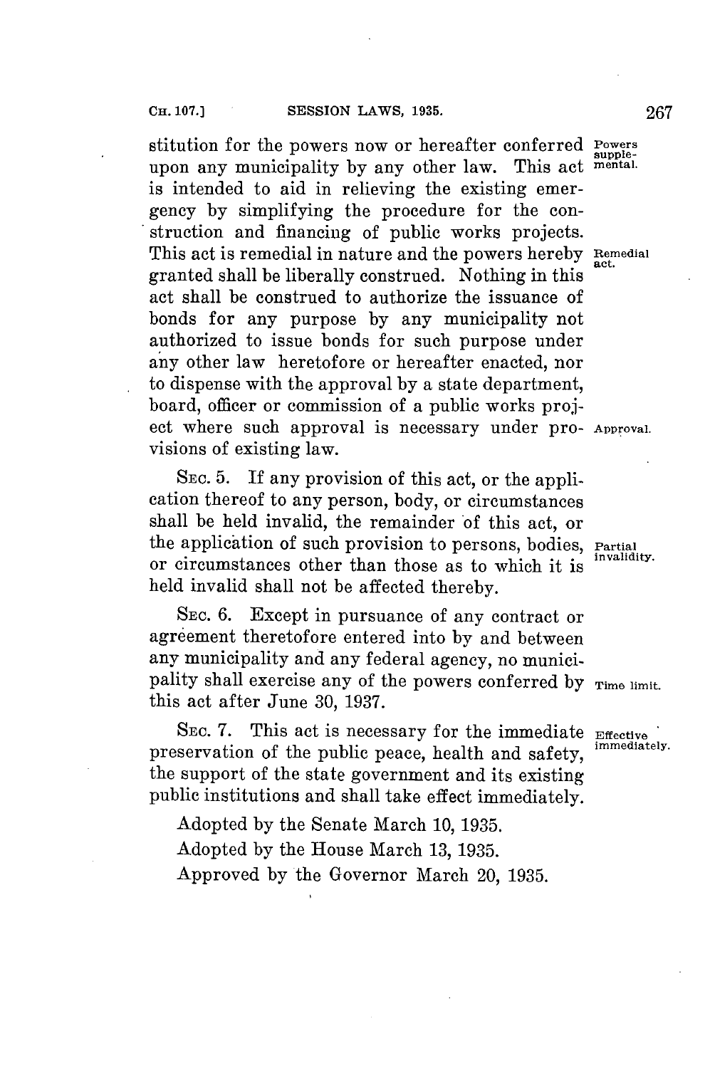stitution for the powers now or hereafter conferred upon any municipality by any other law. This act is intended to aid in relieving the existing emergency by simplifying the procedure for the construction and financing of public works projects. This act is remedial in nature and the powers hereby granted shall be liberally construed. Nothing in this act shall be construed to authorize the issuance of bonds for any purpose by any municipality not authorized to issue bonds for such purpose under any other law heretofore or hereafter enacted, nor to dispense with the approval by a state department, board, officer or commission of a public works project where such approval is necessary under provisions of existing law.

Powers supplemental.

Remedial act.

Approval.

SEC. 5. If any provision of this act, or the application thereof to any person, body, or circumstances shall be held invalid, the remainder of this act, or the application of such provision to persons, bodies, or circumstances other than those as to which it is held invalid shall not be affected thereby.

Partial invalidity.

SEC. 6. Except in pursuance of any contract or agreement theretofore entered into by and between any municipality and any federal agency, no municipality shall exercise any of the powers conferred by this act after June 30, 1937.

Time limit.

SEC. 7. This act is necessary for the immediate preservation of the public peace, health and safety, the support of the state government and its existing public institutions and shall take effect immediately.

Effective immediately.

Adopted by the Senate March 10, 1935.

Adopted by the House March 13, 1935.

Approved by the Governor March 20, 1935.